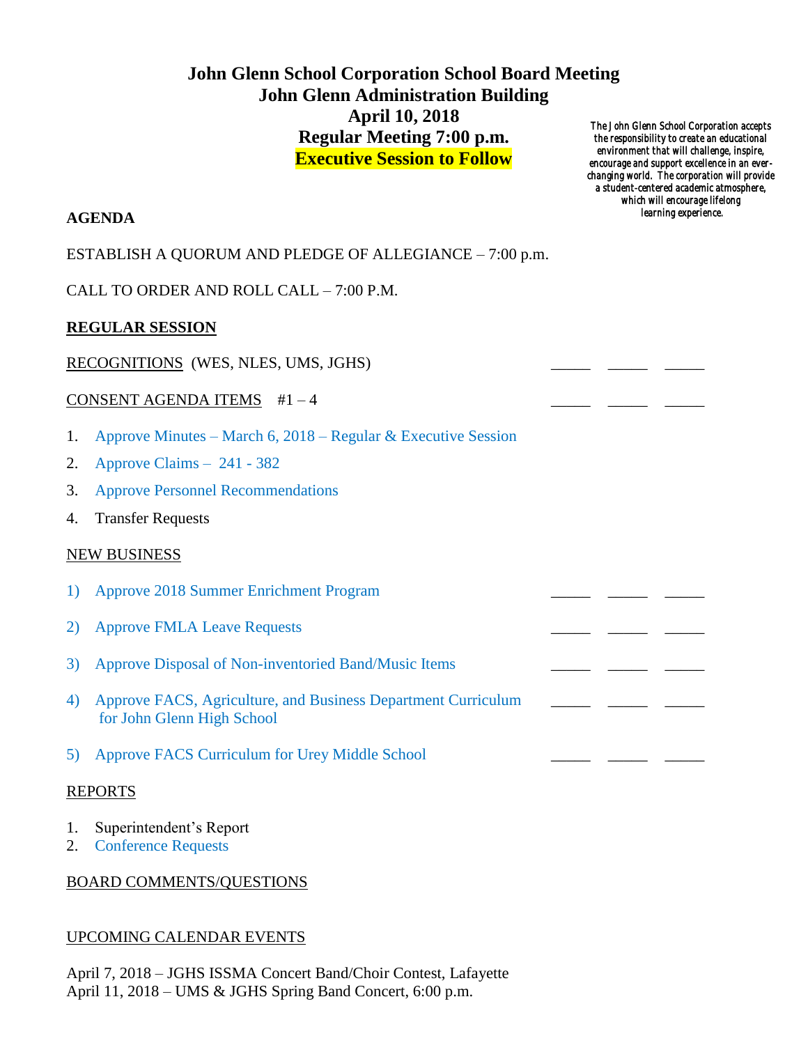# John Glenn School Corporation School Board Meeting
## John Glenn Administration Building
## April 10, 2018
## Regular Meeting 7:00 p.m.
## Executive Session to Follow

*The John Glenn School Corporation accepts the responsibility to create an educational environment that will challenge, inspire, encourage and support excellence in an ever-changing world. The corporation will provide a student-centered academic atmosphere, which will encourage lifelong learning experience.*

**AGENDA**

ESTABLISH A QUORUM AND PLEDGE OF ALLEGIANCE – 7:00 p.m.

CALL TO ORDER AND ROLL CALL – 7:00 P.M.

**REGULAR SESSION**

RECOGNITIONS (WES, NLES, UMS, JGHS) _____ _____ _____

CONSENT AGENDA ITEMS #1 – 4 _____ _____ _____

1. Approve Minutes – March 6, 2018 – Regular & Executive Session
2. Approve Claims – 241 - 382
3. Approve Personnel Recommendations
4. Transfer Requests

NEW BUSINESS

1) Approve 2018 Summer Enrichment Program _____ _____ _____
2) Approve FMLA Leave Requests _____ _____ _____
3) Approve Disposal of Non-inventoried Band/Music Items _____ _____ _____
4) Approve FACS, Agriculture, and Business Department Curriculum for John Glenn High School _____ _____ _____
5) Approve FACS Curriculum for Urey Middle School _____ _____ _____

REPORTS

1. Superintendent's Report
2. Conference Requests

BOARD COMMENTS/QUESTIONS

UPCOMING CALENDAR EVENTS

April 7, 2018 – JGHS ISSMA Concert Band/Choir Contest, Lafayette
April 11, 2018 – UMS & JGHS Spring Band Concert, 6:00 p.m.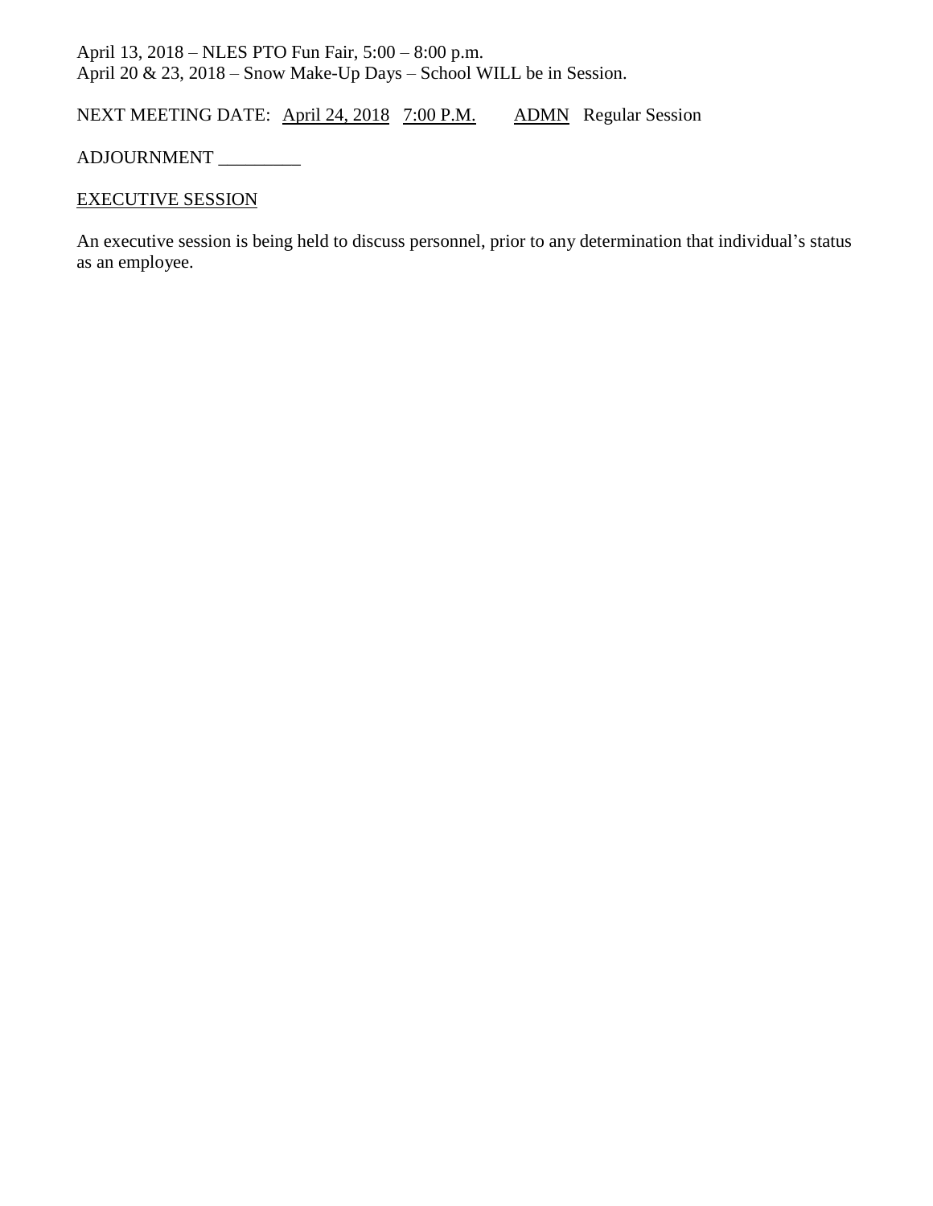April 13, 2018 – NLES PTO Fun Fair, 5:00 – 8:00 p.m.
April 20 & 23, 2018 – Snow Make-Up Days – School WILL be in Session.

NEXT MEETING DATE: April 24, 2018 7:00 P.M. ADMN Regular Session

ADJOURNMENT _________

EXECUTIVE SESSION

An executive session is being held to discuss personnel, prior to any determination that individual's status as an employee.